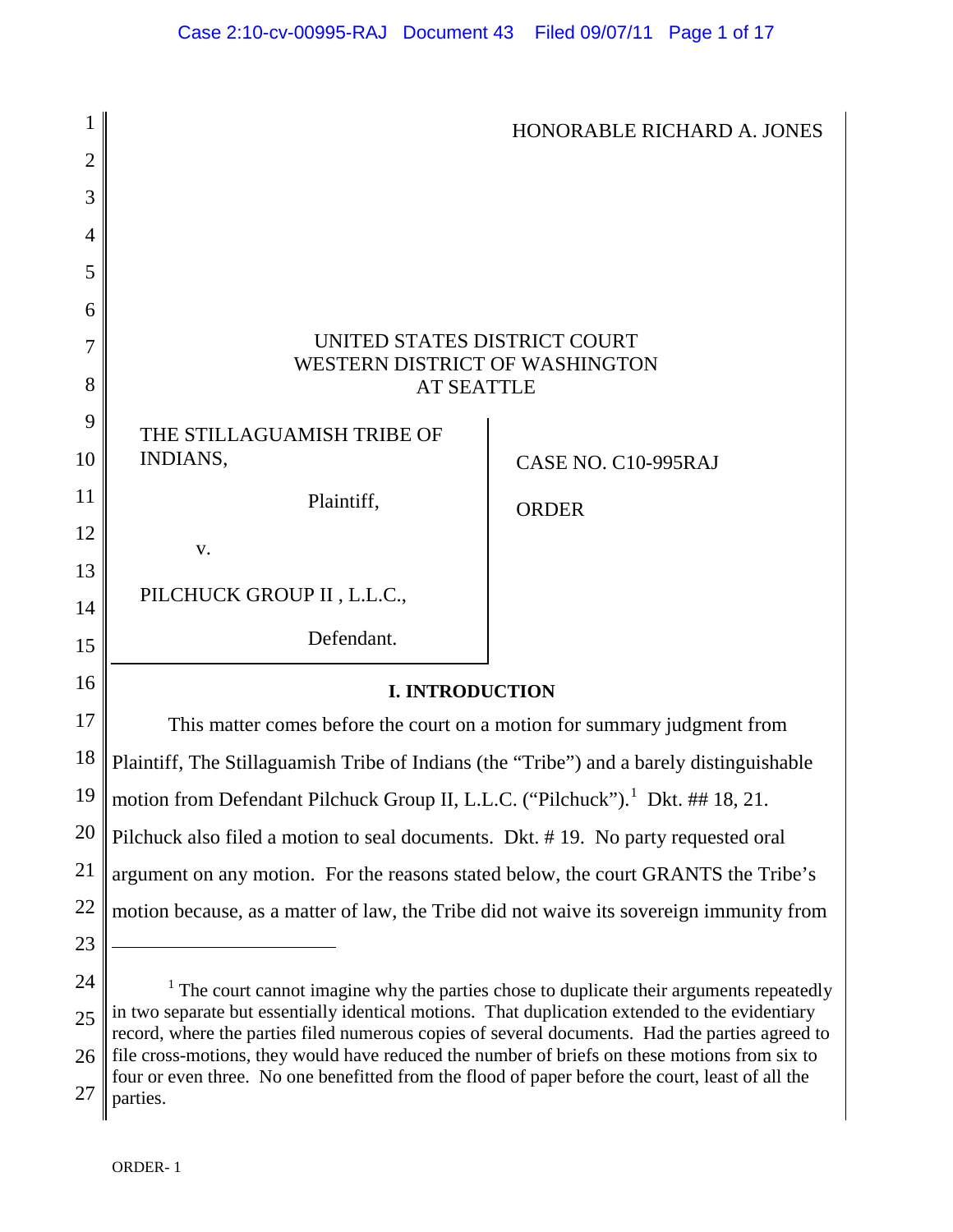HONORABLE RICHARD A. JONES

UNITED STATES DISTRICT COURT
WESTERN DISTRICT OF WASHINGTON
AT SEATTLE

THE STILLAGUAMISH TRIBE OF INDIANS,

Plaintiff,

v.

PILCHUCK GROUP II , L.L.C.,

Defendant.

CASE NO. C10-995RAJ

ORDER

## I. INTRODUCTION

This matter comes before the court on a motion for summary judgment from Plaintiff, The Stillaguamish Tribe of Indians (the "Tribe") and a barely distinguishable motion from Defendant Pilchuck Group II, L.L.C. ("Pilchuck").[1] Dkt. ## 18, 21. Pilchuck also filed a motion to seal documents. Dkt. # 19. No party requested oral argument on any motion. For the reasons stated below, the court GRANTS the Tribe's motion because, as a matter of law, the Tribe did not waive its sovereign immunity from

---

[1] The court cannot imagine why the parties chose to duplicate their arguments repeatedly in two separate but essentially identical motions. That duplication extended to the evidentiary record, where the parties filed numerous copies of several documents. Had the parties agreed to file cross-motions, they would have reduced the number of briefs on these motions from six to four or even three. No one benefitted from the flood of paper before the court, least of all the parties.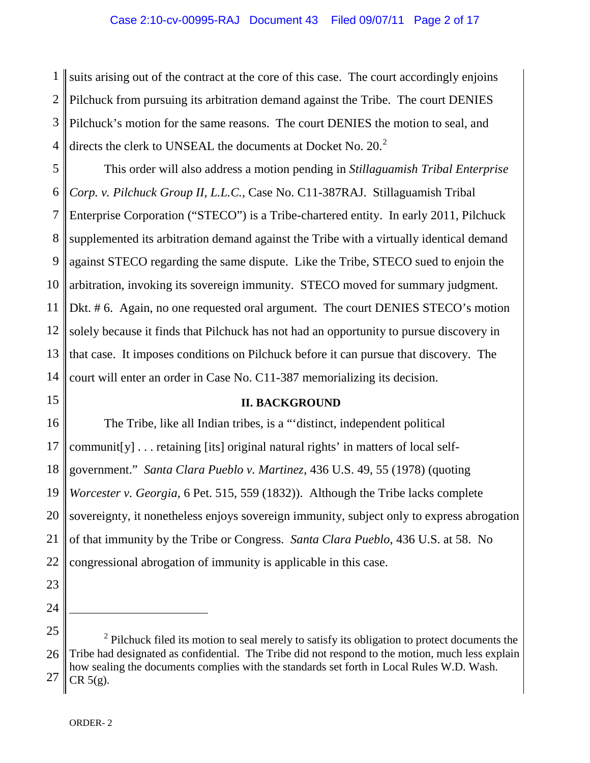suits arising out of the contract at the core of this case. The court accordingly enjoins Pilchuck from pursuing its arbitration demand against the Tribe. The court DENIES Pilchuck's motion for the same reasons. The court DENIES the motion to seal, and directs the clerk to UNSEAL the documents at Docket No. 20.[2]

This order will also address a motion pending in *Stillaguamish Tribal Enterprise Corp. v. Pilchuck Group II, L.L.C.*, Case No. C11-387RAJ. Stillaguamish Tribal Enterprise Corporation ("STECO") is a Tribe-chartered entity. In early 2011, Pilchuck supplemented its arbitration demand against the Tribe with a virtually identical demand against STECO regarding the same dispute. Like the Tribe, STECO sued to enjoin the arbitration, invoking its sovereign immunity. STECO moved for summary judgment. Dkt. # 6. Again, no one requested oral argument. The court DENIES STECO's motion solely because it finds that Pilchuck has not had an opportunity to pursue discovery in that case. It imposes conditions on Pilchuck before it can pursue that discovery. The court will enter an order in Case No. C11-387 memorializing its decision.

## II. BACKGROUND

The Tribe, like all Indian tribes, is a "'distinct, independent political communit[y] . . . retaining [its] original natural rights' in matters of local self-government." *Santa Clara Pueblo v. Martinez*, 436 U.S. 49, 55 (1978) (quoting *Worcester v. Georgia*, 6 Pet. 515, 559 (1832)). Although the Tribe lacks complete sovereignty, it nonetheless enjoys sovereign immunity, subject only to express abrogation of that immunity by the Tribe or Congress. *Santa Clara Pueblo*, 436 U.S. at 58. No congressional abrogation of immunity is applicable in this case.

---

[2] Pilchuck filed its motion to seal merely to satisfy its obligation to protect documents the Tribe had designated as confidential. The Tribe did not respond to the motion, much less explain how sealing the documents complies with the standards set forth in Local Rules W.D. Wash. CR 5(g).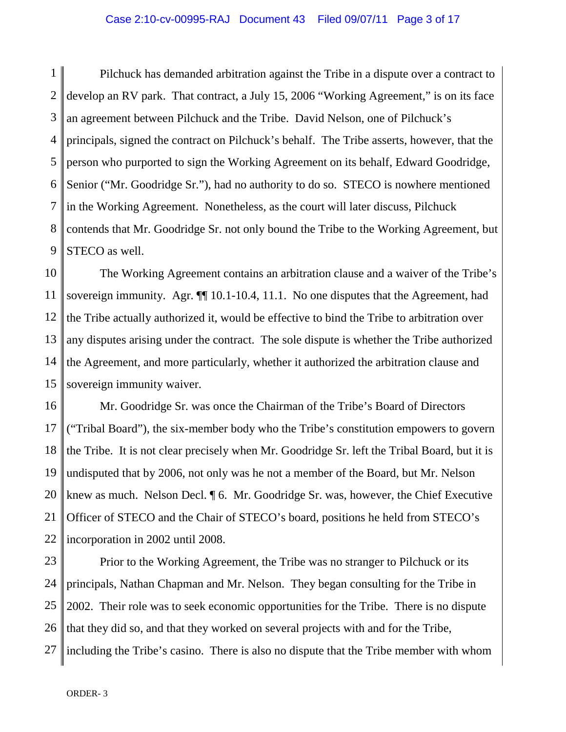Pilchuck has demanded arbitration against the Tribe in a dispute over a contract to develop an RV park. That contract, a July 15, 2006 "Working Agreement," is on its face an agreement between Pilchuck and the Tribe. David Nelson, one of Pilchuck's principals, signed the contract on Pilchuck's behalf. The Tribe asserts, however, that the person who purported to sign the Working Agreement on its behalf, Edward Goodridge, Senior ("Mr. Goodridge Sr."), had no authority to do so. STECO is nowhere mentioned in the Working Agreement. Nonetheless, as the court will later discuss, Pilchuck contends that Mr. Goodridge Sr. not only bound the Tribe to the Working Agreement, but STECO as well.

The Working Agreement contains an arbitration clause and a waiver of the Tribe's sovereign immunity. Agr. ¶¶ 10.1-10.4, 11.1. No one disputes that the Agreement, had the Tribe actually authorized it, would be effective to bind the Tribe to arbitration over any disputes arising under the contract. The sole dispute is whether the Tribe authorized the Agreement, and more particularly, whether it authorized the arbitration clause and sovereign immunity waiver.

Mr. Goodridge Sr. was once the Chairman of the Tribe's Board of Directors ("Tribal Board"), the six-member body who the Tribe's constitution empowers to govern the Tribe. It is not clear precisely when Mr. Goodridge Sr. left the Tribal Board, but it is undisputed that by 2006, not only was he not a member of the Board, but Mr. Nelson knew as much. Nelson Decl. ¶ 6. Mr. Goodridge Sr. was, however, the Chief Executive Officer of STECO and the Chair of STECO's board, positions he held from STECO's incorporation in 2002 until 2008.

Prior to the Working Agreement, the Tribe was no stranger to Pilchuck or its principals, Nathan Chapman and Mr. Nelson. They began consulting for the Tribe in 2002. Their role was to seek economic opportunities for the Tribe. There is no dispute that they did so, and that they worked on several projects with and for the Tribe, including the Tribe's casino. There is also no dispute that the Tribe member with whom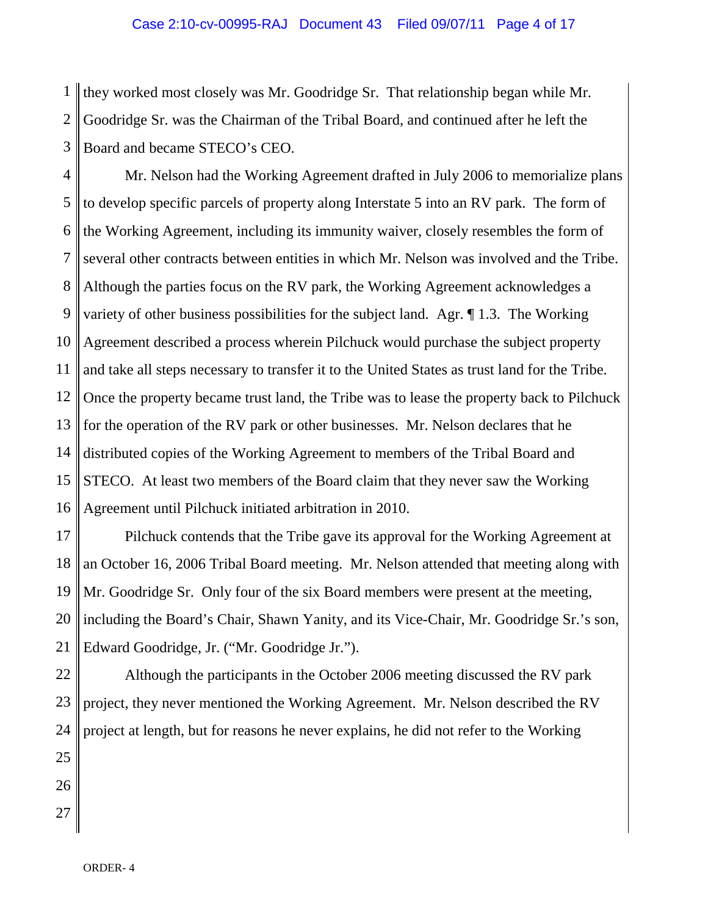they worked most closely was Mr. Goodridge Sr. That relationship began while Mr. Goodridge Sr. was the Chairman of the Tribal Board, and continued after he left the Board and became STECO's CEO.

Mr. Nelson had the Working Agreement drafted in July 2006 to memorialize plans to develop specific parcels of property along Interstate 5 into an RV park. The form of the Working Agreement, including its immunity waiver, closely resembles the form of several other contracts between entities in which Mr. Nelson was involved and the Tribe. Although the parties focus on the RV park, the Working Agreement acknowledges a variety of other business possibilities for the subject land. Agr. ¶ 1.3. The Working Agreement described a process wherein Pilchuck would purchase the subject property and take all steps necessary to transfer it to the United States as trust land for the Tribe. Once the property became trust land, the Tribe was to lease the property back to Pilchuck for the operation of the RV park or other businesses. Mr. Nelson declares that he distributed copies of the Working Agreement to members of the Tribal Board and STECO. At least two members of the Board claim that they never saw the Working Agreement until Pilchuck initiated arbitration in 2010.

Pilchuck contends that the Tribe gave its approval for the Working Agreement at an October 16, 2006 Tribal Board meeting. Mr. Nelson attended that meeting along with Mr. Goodridge Sr. Only four of the six Board members were present at the meeting, including the Board's Chair, Shawn Yanity, and its Vice-Chair, Mr. Goodridge Sr.'s son, Edward Goodridge, Jr. ("Mr. Goodridge Jr.").

Although the participants in the October 2006 meeting discussed the RV park project, they never mentioned the Working Agreement. Mr. Nelson described the RV project at length, but for reasons he never explains, he did not refer to the Working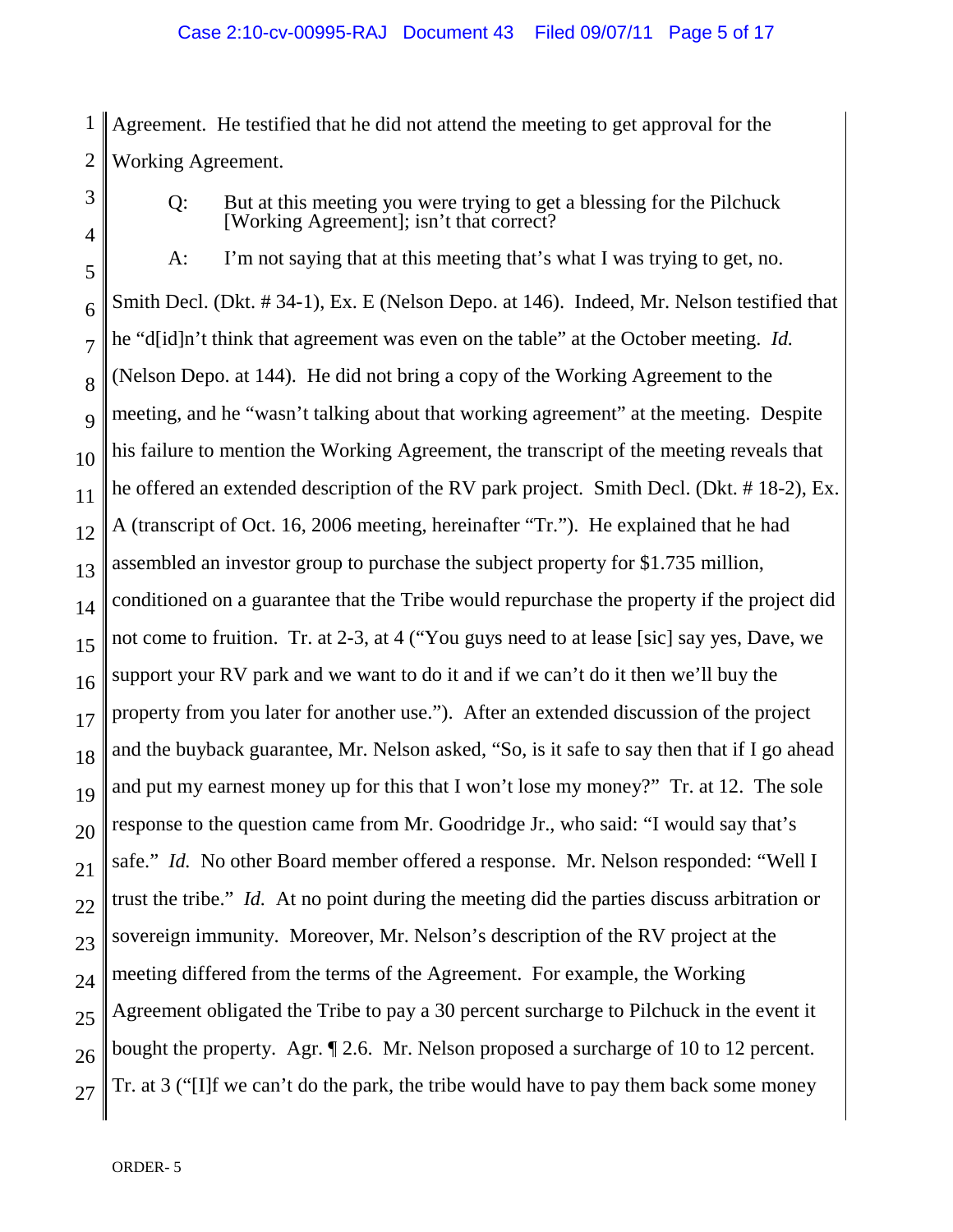Agreement. He testified that he did not attend the meeting to get approval for the Working Agreement.

> Q: But at this meeting you were trying to get a blessing for the Pilchuck [Working Agreement]; isn't that correct?
>
> A: I'm not saying that at this meeting that's what I was trying to get, no.

Smith Decl. (Dkt. # 34-1), Ex. E (Nelson Depo. at 146). Indeed, Mr. Nelson testified that he "d[id]n't think that agreement was even on the table" at the October meeting. *Id.* (Nelson Depo. at 144). He did not bring a copy of the Working Agreement to the meeting, and he "wasn't talking about that working agreement" at the meeting. Despite his failure to mention the Working Agreement, the transcript of the meeting reveals that he offered an extended description of the RV park project. Smith Decl. (Dkt. # 18-2), Ex. A (transcript of Oct. 16, 2006 meeting, hereinafter "Tr."). He explained that he had assembled an investor group to purchase the subject property for $1.735 million, conditioned on a guarantee that the Tribe would repurchase the property if the project did not come to fruition. Tr. at 2-3, at 4 ("You guys need to at lease [sic] say yes, Dave, we support your RV park and we want to do it and if we can't do it then we'll buy the property from you later for another use."). After an extended discussion of the project and the buyback guarantee, Mr. Nelson asked, "So, is it safe to say then that if I go ahead and put my earnest money up for this that I won't lose my money?" Tr. at 12. The sole response to the question came from Mr. Goodridge Jr., who said: "I would say that's safe." *Id.* No other Board member offered a response. Mr. Nelson responded: "Well I trust the tribe." *Id.* At no point during the meeting did the parties discuss arbitration or sovereign immunity. Moreover, Mr. Nelson's description of the RV project at the meeting differed from the terms of the Agreement. For example, the Working Agreement obligated the Tribe to pay a 30 percent surcharge to Pilchuck in the event it bought the property. Agr. ¶ 2.6. Mr. Nelson proposed a surcharge of 10 to 12 percent. Tr. at 3 ("[I]f we can't do the park, the tribe would have to pay them back some money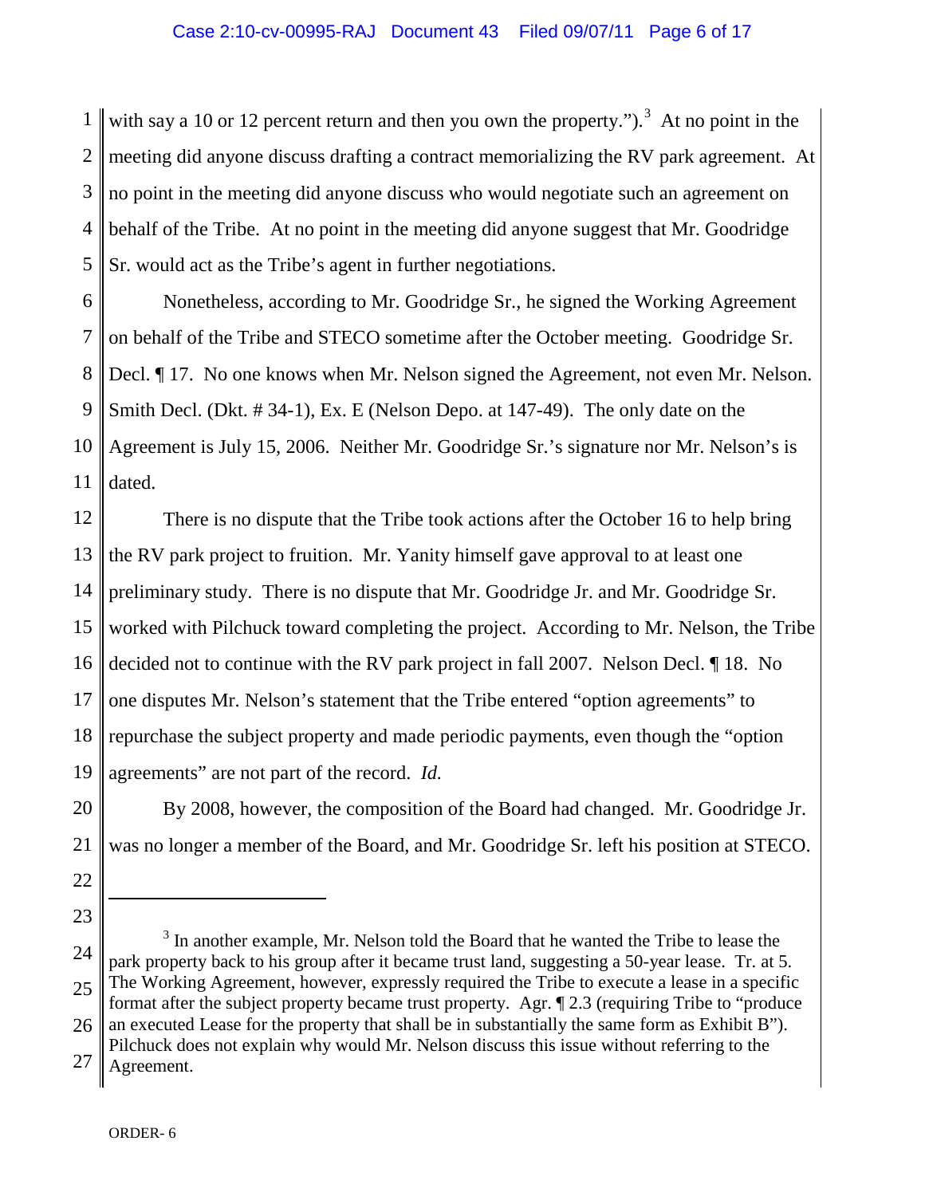with say a 10 or 12 percent return and then you own the property.").[3] At no point in the meeting did anyone discuss drafting a contract memorializing the RV park agreement. At no point in the meeting did anyone discuss who would negotiate such an agreement on behalf of the Tribe. At no point in the meeting did anyone suggest that Mr. Goodridge Sr. would act as the Tribe's agent in further negotiations.

Nonetheless, according to Mr. Goodridge Sr., he signed the Working Agreement on behalf of the Tribe and STECO sometime after the October meeting. Goodridge Sr. Decl. ¶ 17. No one knows when Mr. Nelson signed the Agreement, not even Mr. Nelson. Smith Decl. (Dkt. # 34-1), Ex. E (Nelson Depo. at 147-49). The only date on the Agreement is July 15, 2006. Neither Mr. Goodridge Sr.'s signature nor Mr. Nelson's is dated.

There is no dispute that the Tribe took actions after the October 16 to help bring the RV park project to fruition. Mr. Yanity himself gave approval to at least one preliminary study. There is no dispute that Mr. Goodridge Jr. and Mr. Goodridge Sr. worked with Pilchuck toward completing the project. According to Mr. Nelson, the Tribe decided not to continue with the RV park project in fall 2007. Nelson Decl. ¶ 18. No one disputes Mr. Nelson's statement that the Tribe entered "option agreements" to repurchase the subject property and made periodic payments, even though the "option agreements" are not part of the record. *Id.*

By 2008, however, the composition of the Board had changed. Mr. Goodridge Jr. was no longer a member of the Board, and Mr. Goodridge Sr. left his position at STECO.

---

[3] In another example, Mr. Nelson told the Board that he wanted the Tribe to lease the park property back to his group after it became trust land, suggesting a 50-year lease. Tr. at 5. The Working Agreement, however, expressly required the Tribe to execute a lease in a specific format after the subject property became trust property. Agr. ¶ 2.3 (requiring Tribe to "produce an executed Lease for the property that shall be in substantially the same form as Exhibit B"). Pilchuck does not explain why would Mr. Nelson discuss this issue without referring to the Agreement.

ORDER- 6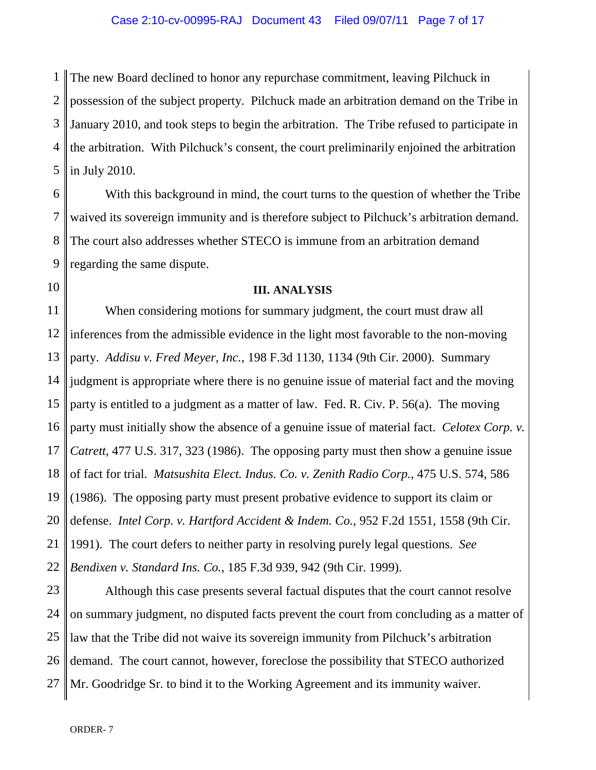The new Board declined to honor any repurchase commitment, leaving Pilchuck in possession of the subject property. Pilchuck made an arbitration demand on the Tribe in January 2010, and took steps to begin the arbitration. The Tribe refused to participate in the arbitration. With Pilchuck's consent, the court preliminarily enjoined the arbitration in July 2010.

With this background in mind, the court turns to the question of whether the Tribe waived its sovereign immunity and is therefore subject to Pilchuck's arbitration demand. The court also addresses whether STECO is immune from an arbitration demand regarding the same dispute.

## III. ANALYSIS

When considering motions for summary judgment, the court must draw all inferences from the admissible evidence in the light most favorable to the non-moving party. *Addisu v. Fred Meyer, Inc.*, 198 F.3d 1130, 1134 (9th Cir. 2000). Summary judgment is appropriate where there is no genuine issue of material fact and the moving party is entitled to a judgment as a matter of law. Fed. R. Civ. P. 56(a). The moving party must initially show the absence of a genuine issue of material fact. *Celotex Corp. v. Catrett*, 477 U.S. 317, 323 (1986). The opposing party must then show a genuine issue of fact for trial. *Matsushita Elect. Indus. Co. v. Zenith Radio Corp.*, 475 U.S. 574, 586 (1986). The opposing party must present probative evidence to support its claim or defense. *Intel Corp. v. Hartford Accident & Indem. Co.*, 952 F.2d 1551, 1558 (9th Cir. 1991). The court defers to neither party in resolving purely legal questions. *See Bendixen v. Standard Ins. Co.*, 185 F.3d 939, 942 (9th Cir. 1999).

Although this case presents several factual disputes that the court cannot resolve on summary judgment, no disputed facts prevent the court from concluding as a matter of law that the Tribe did not waive its sovereign immunity from Pilchuck's arbitration demand. The court cannot, however, foreclose the possibility that STECO authorized Mr. Goodridge Sr. to bind it to the Working Agreement and its immunity waiver.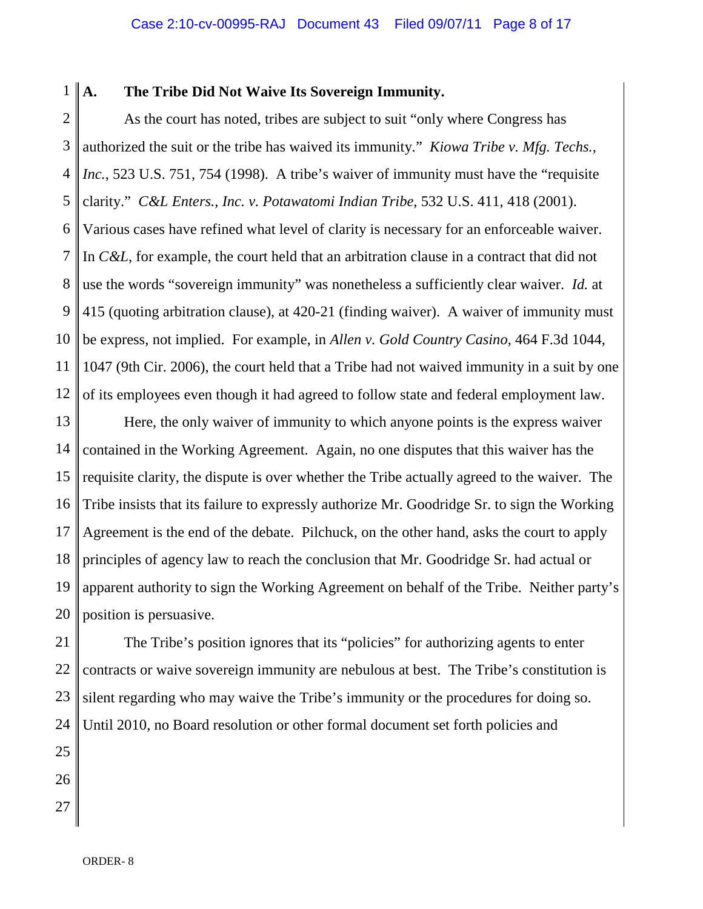### A. The Tribe Did Not Waive Its Sovereign Immunity.

As the court has noted, tribes are subject to suit "only where Congress has authorized the suit or the tribe has waived its immunity." *Kiowa Tribe v. Mfg. Techs., Inc.*, 523 U.S. 751, 754 (1998). A tribe's waiver of immunity must have the "requisite clarity." *C&L Enters., Inc. v. Potawatomi Indian Tribe*, 532 U.S. 411, 418 (2001). Various cases have refined what level of clarity is necessary for an enforceable waiver. In *C&L*, for example, the court held that an arbitration clause in a contract that did not use the words "sovereign immunity" was nonetheless a sufficiently clear waiver. *Id.* at 415 (quoting arbitration clause), at 420-21 (finding waiver). A waiver of immunity must be express, not implied. For example, in *Allen v. Gold Country Casino*, 464 F.3d 1044, 1047 (9th Cir. 2006), the court held that a Tribe had not waived immunity in a suit by one of its employees even though it had agreed to follow state and federal employment law.

Here, the only waiver of immunity to which anyone points is the express waiver contained in the Working Agreement. Again, no one disputes that this waiver has the requisite clarity, the dispute is over whether the Tribe actually agreed to the waiver. The Tribe insists that its failure to expressly authorize Mr. Goodridge Sr. to sign the Working Agreement is the end of the debate. Pilchuck, on the other hand, asks the court to apply principles of agency law to reach the conclusion that Mr. Goodridge Sr. had actual or apparent authority to sign the Working Agreement on behalf of the Tribe. Neither party's position is persuasive.

The Tribe's position ignores that its "policies" for authorizing agents to enter contracts or waive sovereign immunity are nebulous at best. The Tribe's constitution is silent regarding who may waive the Tribe's immunity or the procedures for doing so. Until 2010, no Board resolution or other formal document set forth policies and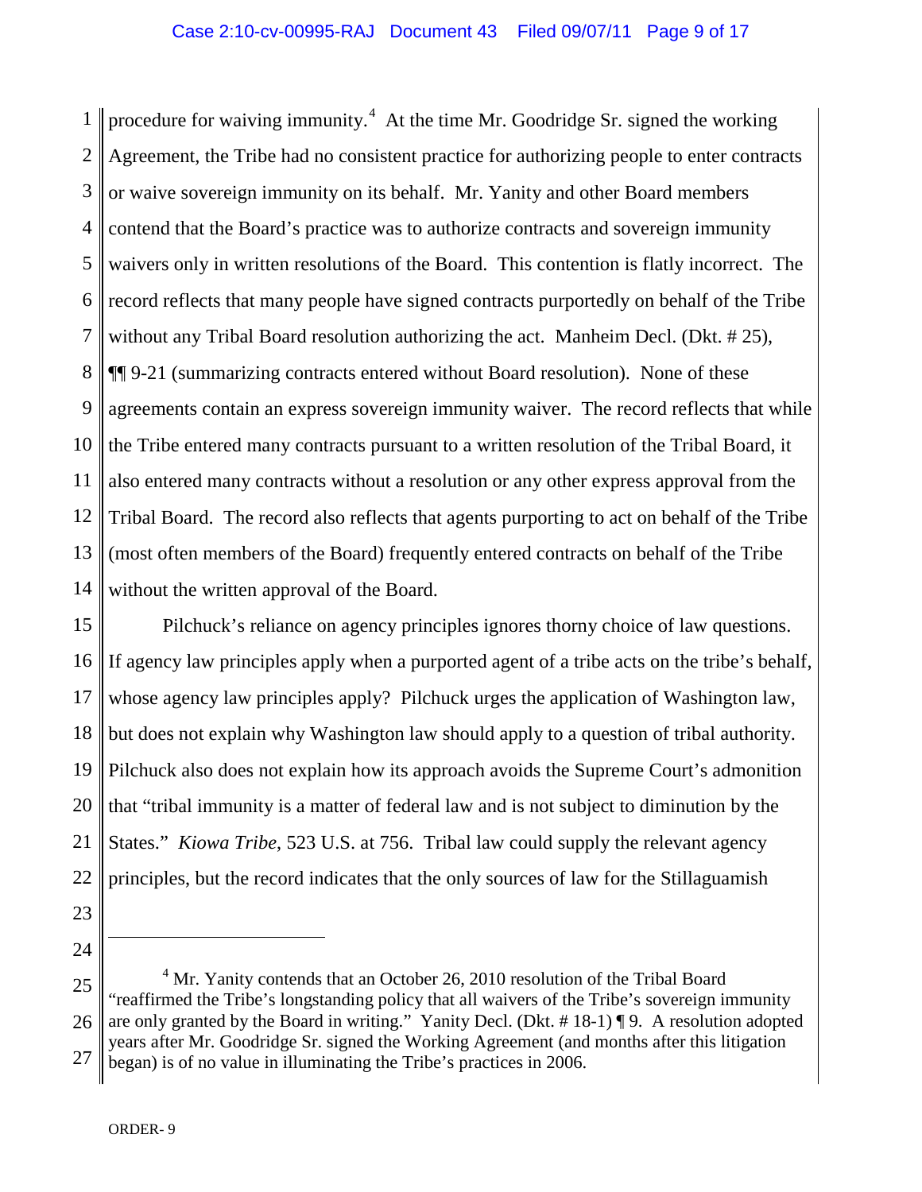procedure for waiving immunity.[4] At the time Mr. Goodridge Sr. signed the working Agreement, the Tribe had no consistent practice for authorizing people to enter contracts or waive sovereign immunity on its behalf. Mr. Yanity and other Board members contend that the Board's practice was to authorize contracts and sovereign immunity waivers only in written resolutions of the Board. This contention is flatly incorrect. The record reflects that many people have signed contracts purportedly on behalf of the Tribe without any Tribal Board resolution authorizing the act. Manheim Decl. (Dkt. # 25), ¶¶ 9-21 (summarizing contracts entered without Board resolution). None of these agreements contain an express sovereign immunity waiver. The record reflects that while the Tribe entered many contracts pursuant to a written resolution of the Tribal Board, it also entered many contracts without a resolution or any other express approval from the Tribal Board. The record also reflects that agents purporting to act on behalf of the Tribe (most often members of the Board) frequently entered contracts on behalf of the Tribe without the written approval of the Board.

Pilchuck's reliance on agency principles ignores thorny choice of law questions. If agency law principles apply when a purported agent of a tribe acts on the tribe's behalf, whose agency law principles apply? Pilchuck urges the application of Washington law, but does not explain why Washington law should apply to a question of tribal authority. Pilchuck also does not explain how its approach avoids the Supreme Court's admonition that "tribal immunity is a matter of federal law and is not subject to diminution by the States." *Kiowa Tribe*, 523 U.S. at 756. Tribal law could supply the relevant agency principles, but the record indicates that the only sources of law for the Stillaguamish

---

[4] Mr. Yanity contends that an October 26, 2010 resolution of the Tribal Board "reaffirmed the Tribe's longstanding policy that all waivers of the Tribe's sovereign immunity are only granted by the Board in writing." Yanity Decl. (Dkt. # 18-1) ¶ 9. A resolution adopted years after Mr. Goodridge Sr. signed the Working Agreement (and months after this litigation began) is of no value in illuminating the Tribe's practices in 2006.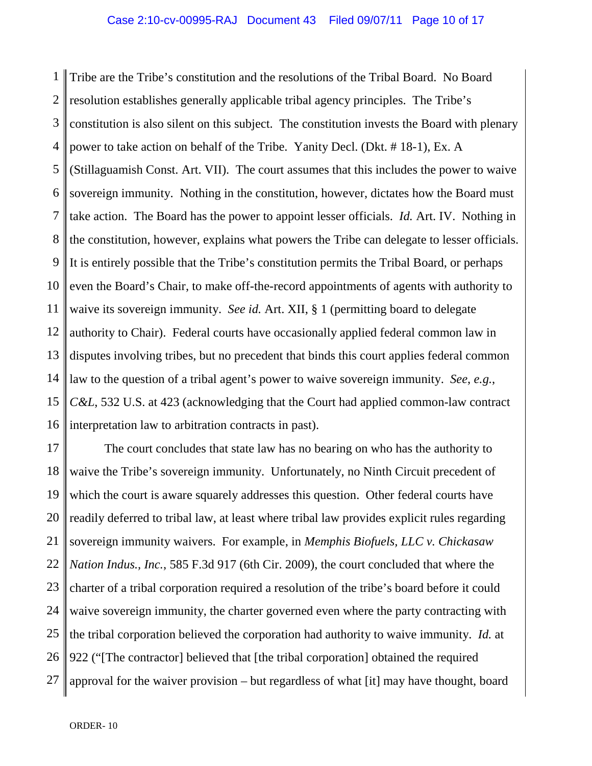Tribe are the Tribe's constitution and the resolutions of the Tribal Board. No Board resolution establishes generally applicable tribal agency principles. The Tribe's constitution is also silent on this subject. The constitution invests the Board with plenary power to take action on behalf of the Tribe. Yanity Decl. (Dkt. # 18-1), Ex. A (Stillaguamish Const. Art. VII). The court assumes that this includes the power to waive sovereign immunity. Nothing in the constitution, however, dictates how the Board must take action. The Board has the power to appoint lesser officials. *Id.* Art. IV. Nothing in the constitution, however, explains what powers the Tribe can delegate to lesser officials. It is entirely possible that the Tribe's constitution permits the Tribal Board, or perhaps even the Board's Chair, to make off-the-record appointments of agents with authority to waive its sovereign immunity. *See id.* Art. XII, § 1 (permitting board to delegate authority to Chair). Federal courts have occasionally applied federal common law in disputes involving tribes, but no precedent that binds this court applies federal common law to the question of a tribal agent's power to waive sovereign immunity. *See, e.g.*, *C&L*, 532 U.S. at 423 (acknowledging that the Court had applied common-law contract interpretation law to arbitration contracts in past).

The court concludes that state law has no bearing on who has the authority to waive the Tribe's sovereign immunity. Unfortunately, no Ninth Circuit precedent of which the court is aware squarely addresses this question. Other federal courts have readily deferred to tribal law, at least where tribal law provides explicit rules regarding sovereign immunity waivers. For example, in *Memphis Biofuels, LLC v. Chickasaw Nation Indus., Inc.*, 585 F.3d 917 (6th Cir. 2009), the court concluded that where the charter of a tribal corporation required a resolution of the tribe's board before it could waive sovereign immunity, the charter governed even where the party contracting with the tribal corporation believed the corporation had authority to waive immunity. *Id.* at 922 ("[The contractor] believed that [the tribal corporation] obtained the required approval for the waiver provision – but regardless of what [it] may have thought, board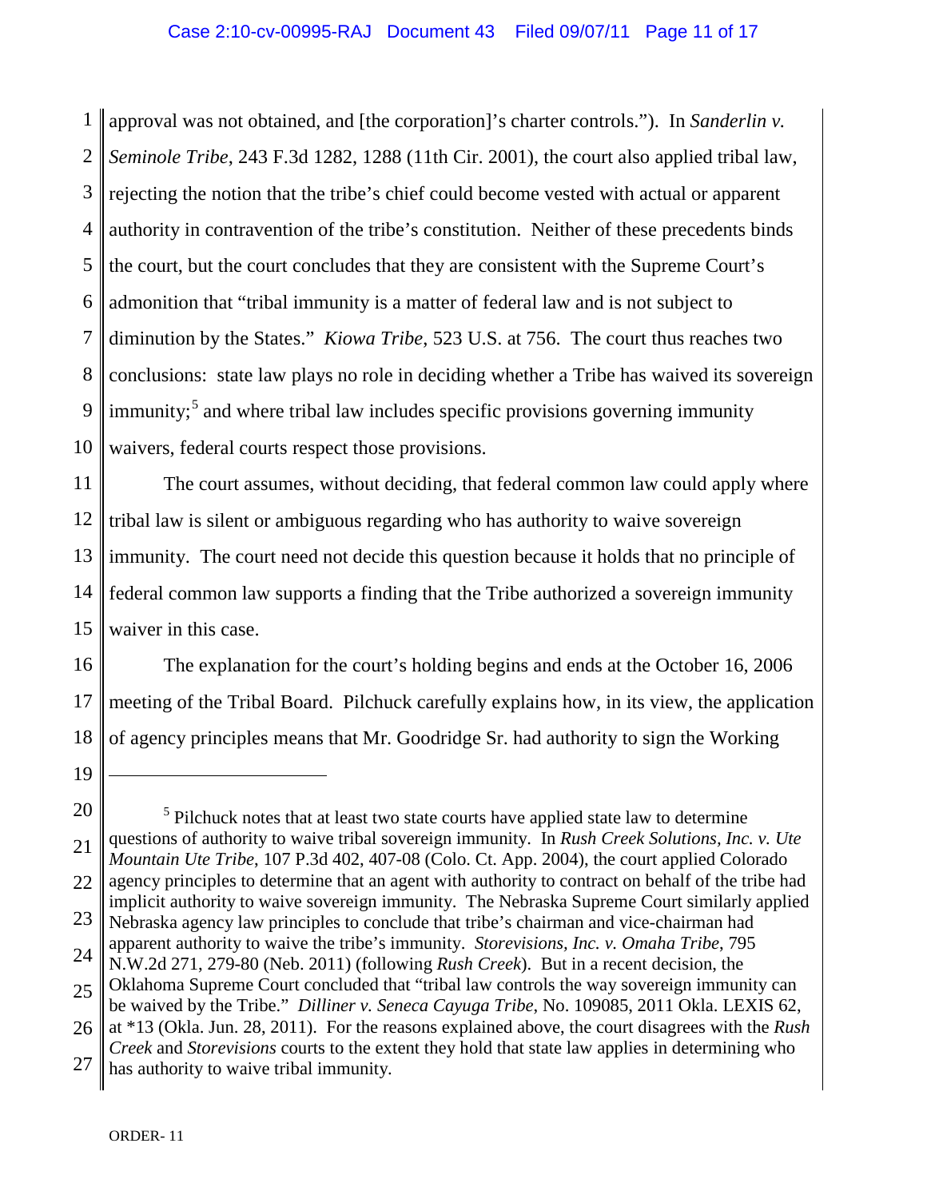approval was not obtained, and [the corporation]'s charter controls."). In *Sanderlin v. Seminole Tribe*, 243 F.3d 1282, 1288 (11th Cir. 2001), the court also applied tribal law, rejecting the notion that the tribe's chief could become vested with actual or apparent authority in contravention of the tribe's constitution. Neither of these precedents binds the court, but the court concludes that they are consistent with the Supreme Court's admonition that "tribal immunity is a matter of federal law and is not subject to diminution by the States." *Kiowa Tribe*, 523 U.S. at 756. The court thus reaches two conclusions: state law plays no role in deciding whether a Tribe has waived its sovereign immunity;[5] and where tribal law includes specific provisions governing immunity waivers, federal courts respect those provisions.

The court assumes, without deciding, that federal common law could apply where tribal law is silent or ambiguous regarding who has authority to waive sovereign immunity. The court need not decide this question because it holds that no principle of federal common law supports a finding that the Tribe authorized a sovereign immunity waiver in this case.

The explanation for the court's holding begins and ends at the October 16, 2006 meeting of the Tribal Board. Pilchuck carefully explains how, in its view, the application of agency principles means that Mr. Goodridge Sr. had authority to sign the Working

---

[5] Pilchuck notes that at least two state courts have applied state law to determine questions of authority to waive tribal sovereign immunity. In *Rush Creek Solutions, Inc. v. Ute Mountain Ute Tribe*, 107 P.3d 402, 407-08 (Colo. Ct. App. 2004), the court applied Colorado agency principles to determine that an agent with authority to contract on behalf of the tribe had implicit authority to waive sovereign immunity. The Nebraska Supreme Court similarly applied Nebraska agency law principles to conclude that tribe's chairman and vice-chairman had apparent authority to waive the tribe's immunity. *Storevisions, Inc. v. Omaha Tribe*, 795 N.W.2d 271, 279-80 (Neb. 2011) (following *Rush Creek*). But in a recent decision, the Oklahoma Supreme Court concluded that "tribal law controls the way sovereign immunity can be waived by the Tribe." *Dilliner v. Seneca Cayuga Tribe*, No. 109085, 2011 Okla. LEXIS 62, at *13 (Okla. Jun. 28, 2011). For the reasons explained above, the court disagrees with the *Rush Creek* and *Storevisions* courts to the extent they hold that state law applies in determining who has authority to waive tribal immunity.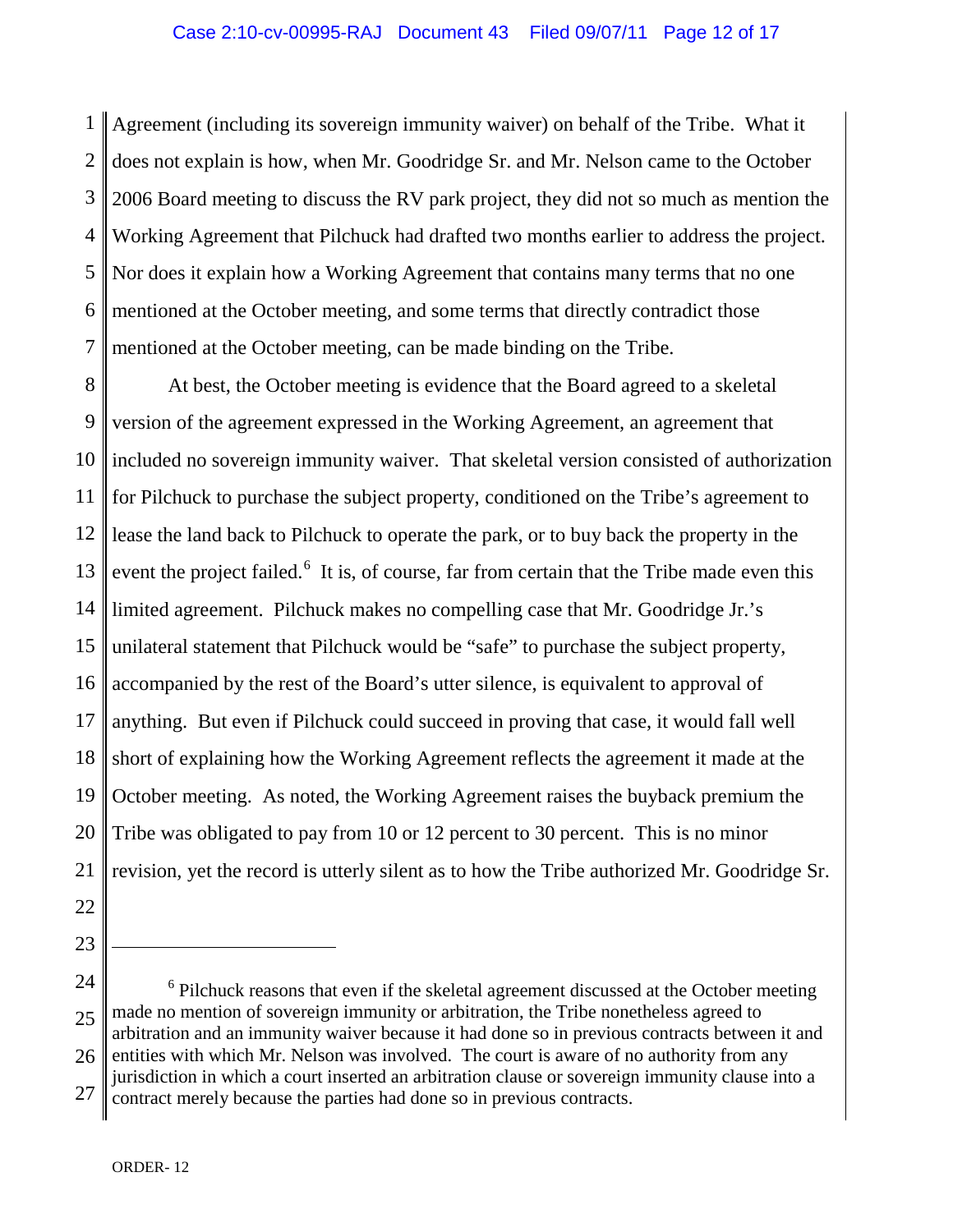Agreement (including its sovereign immunity waiver) on behalf of the Tribe. What it does not explain is how, when Mr. Goodridge Sr. and Mr. Nelson came to the October 2006 Board meeting to discuss the RV park project, they did not so much as mention the Working Agreement that Pilchuck had drafted two months earlier to address the project. Nor does it explain how a Working Agreement that contains many terms that no one mentioned at the October meeting, and some terms that directly contradict those mentioned at the October meeting, can be made binding on the Tribe.

At best, the October meeting is evidence that the Board agreed to a skeletal version of the agreement expressed in the Working Agreement, an agreement that included no sovereign immunity waiver. That skeletal version consisted of authorization for Pilchuck to purchase the subject property, conditioned on the Tribe's agreement to lease the land back to Pilchuck to operate the park, or to buy back the property in the event the project failed.[6] It is, of course, far from certain that the Tribe made even this limited agreement. Pilchuck makes no compelling case that Mr. Goodridge Jr.'s unilateral statement that Pilchuck would be "safe" to purchase the subject property, accompanied by the rest of the Board's utter silence, is equivalent to approval of anything. But even if Pilchuck could succeed in proving that case, it would fall well short of explaining how the Working Agreement reflects the agreement it made at the October meeting. As noted, the Working Agreement raises the buyback premium the Tribe was obligated to pay from 10 or 12 percent to 30 percent. This is no minor revision, yet the record is utterly silent as to how the Tribe authorized Mr. Goodridge Sr.

---

[6] Pilchuck reasons that even if the skeletal agreement discussed at the October meeting made no mention of sovereign immunity or arbitration, the Tribe nonetheless agreed to arbitration and an immunity waiver because it had done so in previous contracts between it and entities with which Mr. Nelson was involved. The court is aware of no authority from any jurisdiction in which a court inserted an arbitration clause or sovereign immunity clause into a contract merely because the parties had done so in previous contracts.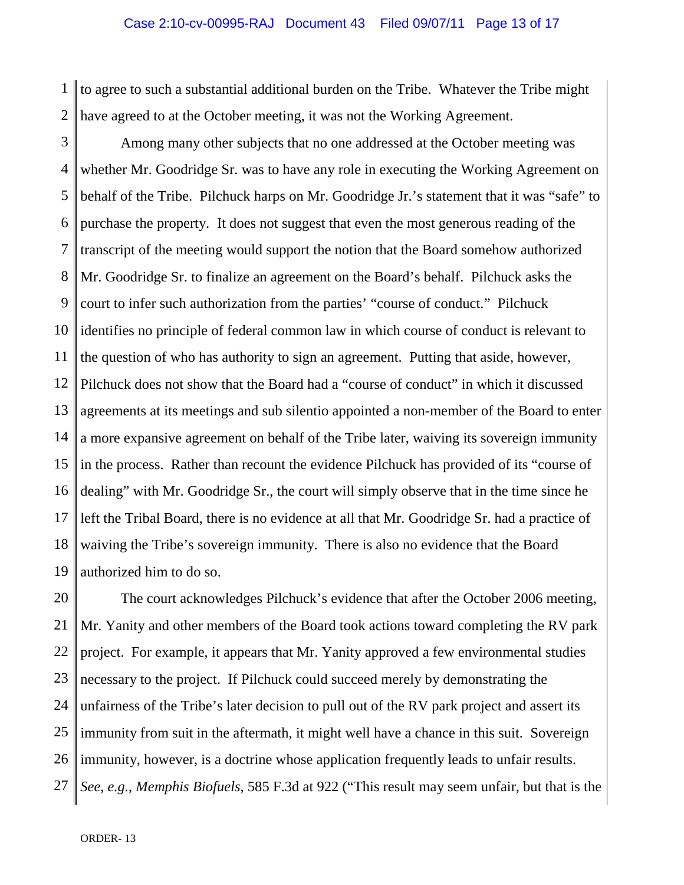to agree to such a substantial additional burden on the Tribe. Whatever the Tribe might have agreed to at the October meeting, it was not the Working Agreement.

Among many other subjects that no one addressed at the October meeting was whether Mr. Goodridge Sr. was to have any role in executing the Working Agreement on behalf of the Tribe. Pilchuck harps on Mr. Goodridge Jr.'s statement that it was "safe" to purchase the property. It does not suggest that even the most generous reading of the transcript of the meeting would support the notion that the Board somehow authorized Mr. Goodridge Sr. to finalize an agreement on the Board's behalf. Pilchuck asks the court to infer such authorization from the parties' "course of conduct." Pilchuck identifies no principle of federal common law in which course of conduct is relevant to the question of who has authority to sign an agreement. Putting that aside, however, Pilchuck does not show that the Board had a "course of conduct" in which it discussed agreements at its meetings and sub silentio appointed a non-member of the Board to enter a more expansive agreement on behalf of the Tribe later, waiving its sovereign immunity in the process. Rather than recount the evidence Pilchuck has provided of its "course of dealing" with Mr. Goodridge Sr., the court will simply observe that in the time since he left the Tribal Board, there is no evidence at all that Mr. Goodridge Sr. had a practice of waiving the Tribe's sovereign immunity. There is also no evidence that the Board authorized him to do so.

The court acknowledges Pilchuck's evidence that after the October 2006 meeting, Mr. Yanity and other members of the Board took actions toward completing the RV park project. For example, it appears that Mr. Yanity approved a few environmental studies necessary to the project. If Pilchuck could succeed merely by demonstrating the unfairness of the Tribe's later decision to pull out of the RV park project and assert its immunity from suit in the aftermath, it might well have a chance in this suit. Sovereign immunity, however, is a doctrine whose application frequently leads to unfair results. *See, e.g.*, *Memphis Biofuels*, 585 F.3d at 922 ("This result may seem unfair, but that is the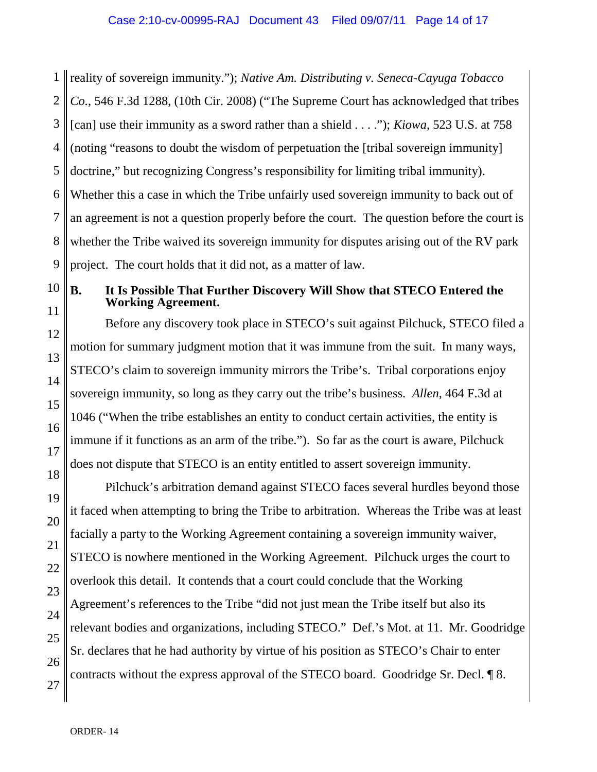reality of sovereign immunity."); *Native Am. Distributing v. Seneca-Cayuga Tobacco Co.*, 546 F.3d 1288, (10th Cir. 2008) ("The Supreme Court has acknowledged that tribes [can] use their immunity as a sword rather than a shield . . . ."); *Kiowa*, 523 U.S. at 758 (noting "reasons to doubt the wisdom of perpetuation the [tribal sovereign immunity] doctrine," but recognizing Congress's responsibility for limiting tribal immunity). Whether this a case in which the Tribe unfairly used sovereign immunity to back out of an agreement is not a question properly before the court. The question before the court is whether the Tribe waived its sovereign immunity for disputes arising out of the RV park project. The court holds that it did not, as a matter of law.

### B. It Is Possible That Further Discovery Will Show that STECO Entered the Working Agreement.

Before any discovery took place in STECO's suit against Pilchuck, STECO filed a motion for summary judgment motion that it was immune from the suit. In many ways, STECO's claim to sovereign immunity mirrors the Tribe's. Tribal corporations enjoy sovereign immunity, so long as they carry out the tribe's business. *Allen*, 464 F.3d at 1046 ("When the tribe establishes an entity to conduct certain activities, the entity is immune if it functions as an arm of the tribe."). So far as the court is aware, Pilchuck does not dispute that STECO is an entity entitled to assert sovereign immunity.

Pilchuck's arbitration demand against STECO faces several hurdles beyond those it faced when attempting to bring the Tribe to arbitration. Whereas the Tribe was at least facially a party to the Working Agreement containing a sovereign immunity waiver, STECO is nowhere mentioned in the Working Agreement. Pilchuck urges the court to overlook this detail. It contends that a court could conclude that the Working Agreement's references to the Tribe "did not just mean the Tribe itself but also its relevant bodies and organizations, including STECO." Def.'s Mot. at 11. Mr. Goodridge Sr. declares that he had authority by virtue of his position as STECO's Chair to enter contracts without the express approval of the STECO board. Goodridge Sr. Decl. ¶ 8.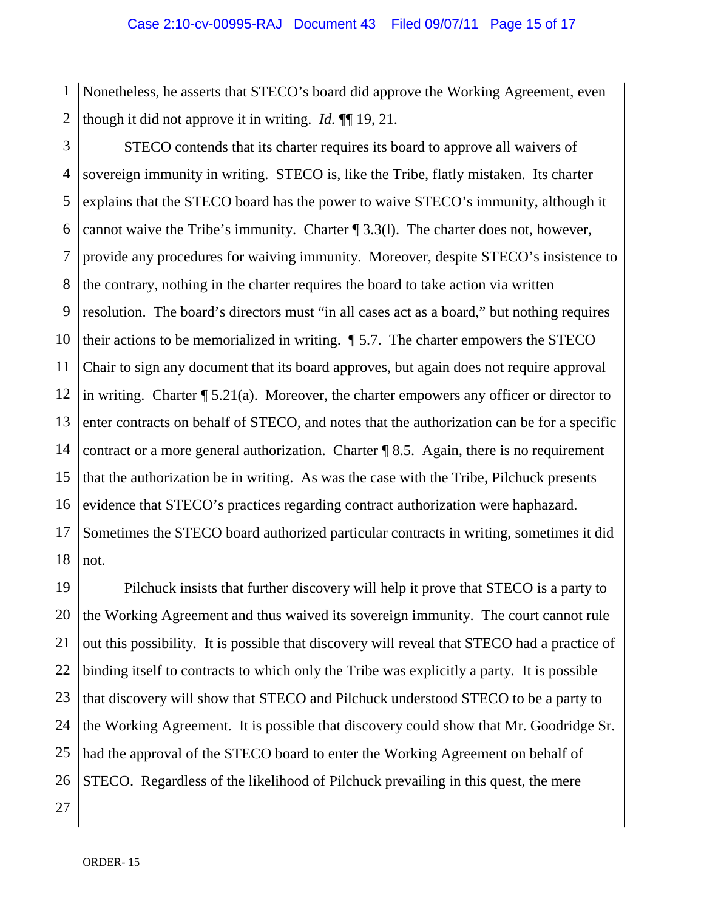Nonetheless, he asserts that STECO's board did approve the Working Agreement, even though it did not approve it in writing. *Id.* ¶¶ 19, 21.

STECO contends that its charter requires its board to approve all waivers of sovereign immunity in writing. STECO is, like the Tribe, flatly mistaken. Its charter explains that the STECO board has the power to waive STECO's immunity, although it cannot waive the Tribe's immunity. Charter ¶ 3.3(l). The charter does not, however, provide any procedures for waiving immunity. Moreover, despite STECO's insistence to the contrary, nothing in the charter requires the board to take action via written resolution. The board's directors must "in all cases act as a board," but nothing requires their actions to be memorialized in writing. ¶ 5.7. The charter empowers the STECO Chair to sign any document that its board approves, but again does not require approval in writing. Charter ¶ 5.21(a). Moreover, the charter empowers any officer or director to enter contracts on behalf of STECO, and notes that the authorization can be for a specific contract or a more general authorization. Charter ¶ 8.5. Again, there is no requirement that the authorization be in writing. As was the case with the Tribe, Pilchuck presents evidence that STECO's practices regarding contract authorization were haphazard. Sometimes the STECO board authorized particular contracts in writing, sometimes it did not.

Pilchuck insists that further discovery will help it prove that STECO is a party to the Working Agreement and thus waived its sovereign immunity. The court cannot rule out this possibility. It is possible that discovery will reveal that STECO had a practice of binding itself to contracts to which only the Tribe was explicitly a party. It is possible that discovery will show that STECO and Pilchuck understood STECO to be a party to the Working Agreement. It is possible that discovery could show that Mr. Goodridge Sr. had the approval of the STECO board to enter the Working Agreement on behalf of STECO. Regardless of the likelihood of Pilchuck prevailing in this quest, the mere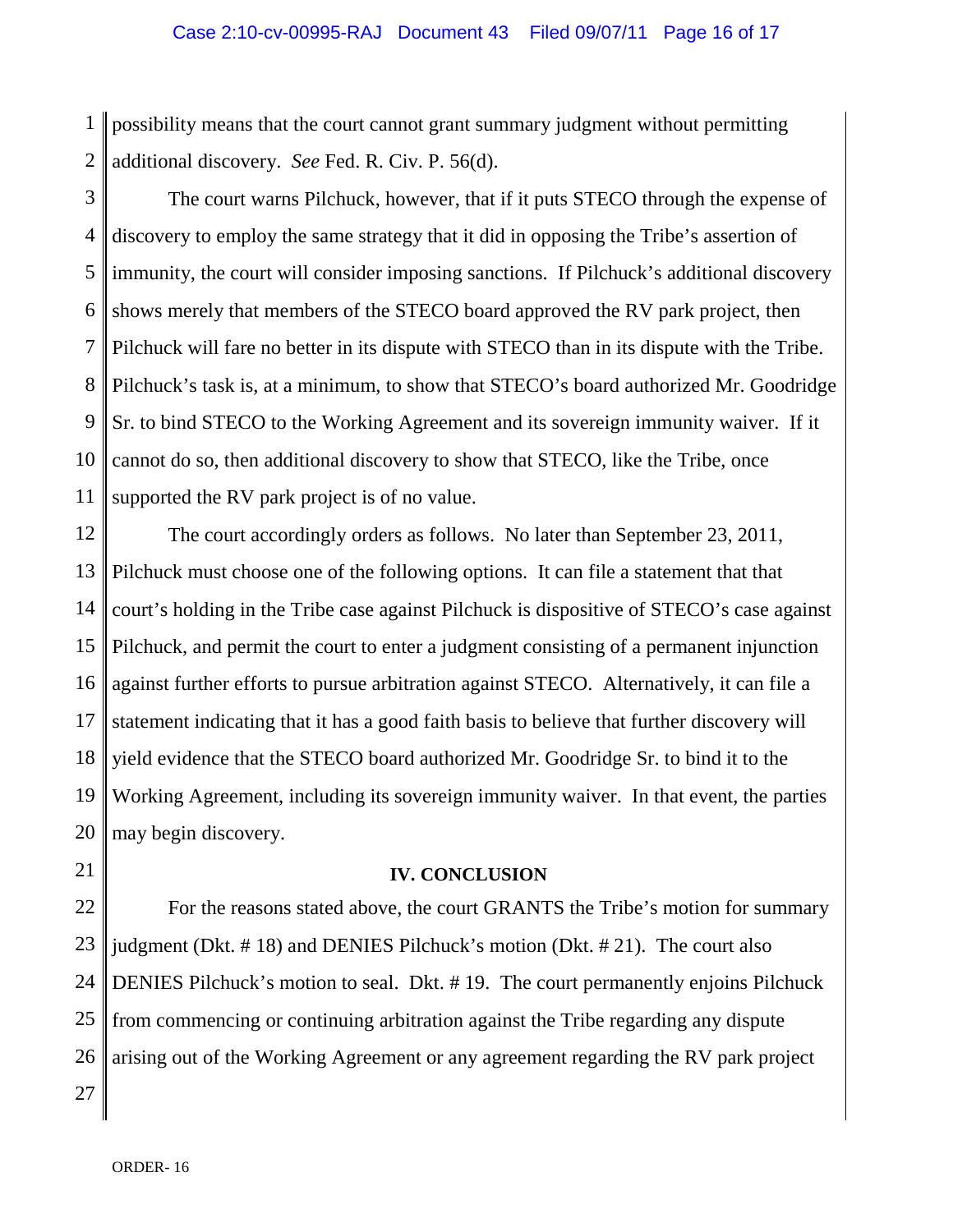possibility means that the court cannot grant summary judgment without permitting additional discovery. *See* Fed. R. Civ. P. 56(d).

The court warns Pilchuck, however, that if it puts STECO through the expense of discovery to employ the same strategy that it did in opposing the Tribe's assertion of immunity, the court will consider imposing sanctions. If Pilchuck's additional discovery shows merely that members of the STECO board approved the RV park project, then Pilchuck will fare no better in its dispute with STECO than in its dispute with the Tribe. Pilchuck's task is, at a minimum, to show that STECO's board authorized Mr. Goodridge Sr. to bind STECO to the Working Agreement and its sovereign immunity waiver. If it cannot do so, then additional discovery to show that STECO, like the Tribe, once supported the RV park project is of no value.

The court accordingly orders as follows. No later than September 23, 2011, Pilchuck must choose one of the following options. It can file a statement that that court's holding in the Tribe case against Pilchuck is dispositive of STECO's case against Pilchuck, and permit the court to enter a judgment consisting of a permanent injunction against further efforts to pursue arbitration against STECO. Alternatively, it can file a statement indicating that it has a good faith basis to believe that further discovery will yield evidence that the STECO board authorized Mr. Goodridge Sr. to bind it to the Working Agreement, including its sovereign immunity waiver. In that event, the parties may begin discovery.

## IV. CONCLUSION

For the reasons stated above, the court GRANTS the Tribe's motion for summary judgment (Dkt. # 18) and DENIES Pilchuck's motion (Dkt. # 21). The court also DENIES Pilchuck's motion to seal. Dkt. # 19. The court permanently enjoins Pilchuck from commencing or continuing arbitration against the Tribe regarding any dispute arising out of the Working Agreement or any agreement regarding the RV park project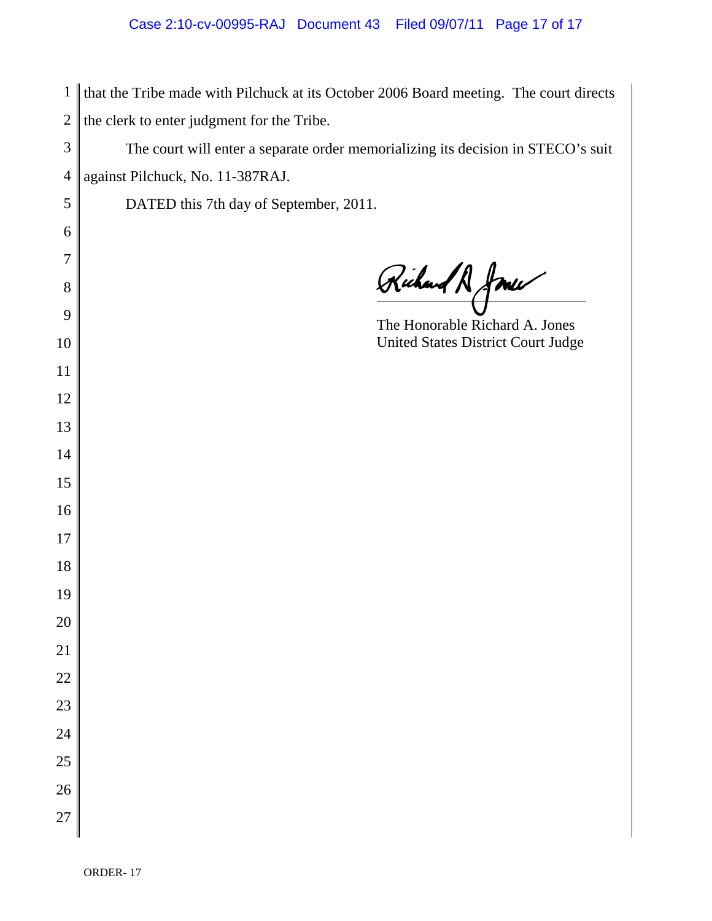that the Tribe made with Pilchuck at its October 2006 Board meeting. The court directs the clerk to enter judgment for the Tribe.

The court will enter a separate order memorializing its decision in STECO's suit against Pilchuck, No. 11-387RAJ.

DATED this 7th day of September, 2011.

The Honorable Richard A. Jones
United States District Court Judge